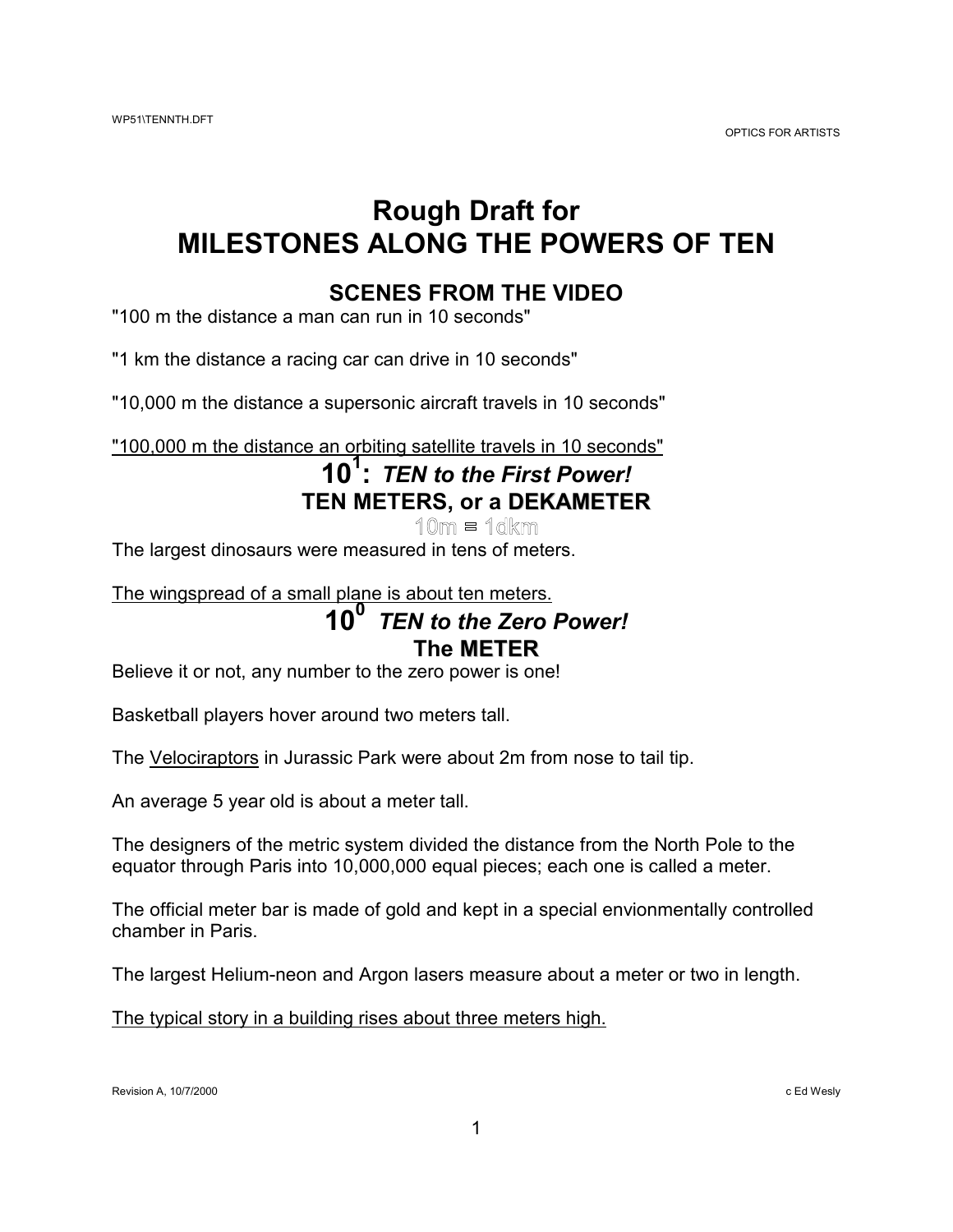# Rough Draft for
# MILESTONES ALONG THE POWERS OF TEN

## SCENES FROM THE VIDEO

"100 m the distance a man can run in 10 seconds"

"1 km the distance a racing car can drive in 10 seconds"

"10,000 m the distance a supersonic aircraft travels in 10 seconds"

<u>"100,000 m the distance an orbiting satellite travels in 10 seconds"</u>

## $10^1$: *TEN to the First Power!*
## TEN METERS, or a DEKAMETER

10m = 1dkm

The largest dinosaurs were measured in tens of meters.

<u>The wingspread of a small plane is about ten meters.</u>

## $10^0$ *TEN to the Zero Power!*
## The METER

Believe it or not, any number to the zero power is one!

Basketball players hover around two meters tall.

The <u>Velociraptors</u> in Jurassic Park were about 2m from nose to tail tip.

An average 5 year old is about a meter tall.

The designers of the metric system divided the distance from the North Pole to the equator through Paris into 10,000,000 equal pieces; each one is called a meter.

The official meter bar is made of gold and kept in a special envionmentally controlled chamber in Paris.

The largest Helium-neon and Argon lasers measure about a meter or two in length.

<u>The typical story in a building rises about three meters high.</u>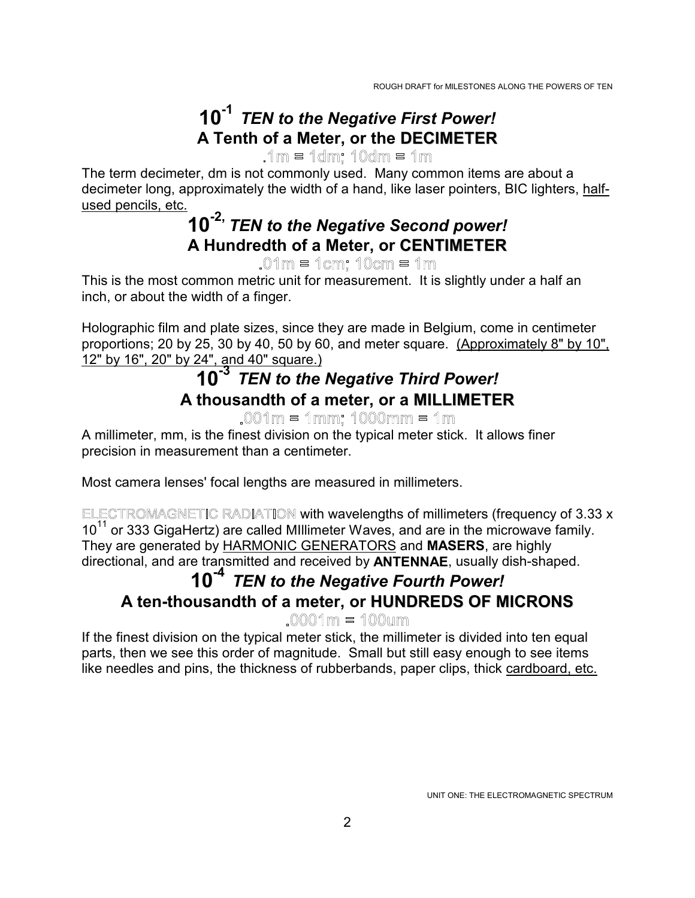# $10^{-1}$ *TEN to the Negative First Power!* A Tenth of a Meter, or the DECIMETER

.1m = 1dm; 10dm = 1m

The term decimeter, dm is not commonly used. Many common items are about a decimeter long, approximately the width of a hand, like laser pointers, BIC lighters, half-used pencils, etc.

# $10^{-2}$, *TEN to the Negative Second power!* A Hundredth of a Meter, or CENTIMETER

.01m = 1cm; 10cm = 1m

This is the most common metric unit for measurement. It is slightly under a half an inch, or about the width of a finger.

Holographic film and plate sizes, since they are made in Belgium, come in centimeter proportions; 20 by 25, 30 by 40, 50 by 60, and meter square. (Approximately 8" by 10", 12" by 16", 20" by 24", and 40" square.)

# $10^{-3}$ *TEN to the Negative Third Power!* A thousandth of a meter, or a MILLIMETER

.001m = 1mm; 1000mm = 1m

A millimeter, mm, is the finest division on the typical meter stick. It allows finer precision in measurement than a centimeter.

Most camera lenses' focal lengths are measured in millimeters.

ELECTROMAGNETIC RADIATION with wavelengths of millimeters (frequency of $3.33 \times 10^{11}$ or 333 GigaHertz) are called MIllimeter Waves, and are in the microwave family. They are generated by HARMONIC GENERATORS and **MASERS**, are highly directional, and are transmitted and received by **ANTENNAE**, usually dish-shaped.

# $10^{-4}$ *TEN to the Negative Fourth Power!* A ten-thousandth of a meter, or HUNDREDS OF MICRONS

.0001m = 100um

If the finest division on the typical meter stick, the millimeter is divided into ten equal parts, then we see this order of magnitude. Small but still easy enough to see items like needles and pins, the thickness of rubberbands, paper clips, thick cardboard, etc.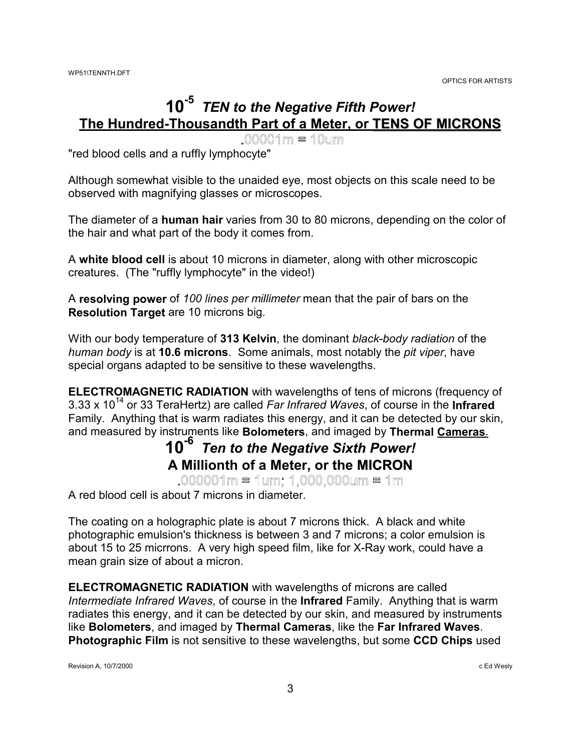# $10^{-5}$ *TEN to the Negative Fifth Power!*

## The Hundred-Thousandth Part of a Meter, or TENS OF MICRONS

.00001m = 10um

"red blood cells and a ruffly lymphocyte"

Although somewhat visible to the unaided eye, most objects on this scale need to be observed with magnifying glasses or microscopes.

The diameter of a **human hair** varies from 30 to 80 microns, depending on the color of the hair and what part of the body it comes from.

A **white blood cell** is about 10 microns in diameter, along with other microscopic creatures. (The "ruffly lymphocyte" in the video!)

A **resolving power** of *100 lines per millimeter* mean that the pair of bars on the **Resolution Target** are 10 microns big.

With our body temperature of **313 Kelvin**, the dominant *black-body radiation* of the *human body* is at **10.6 microns**. Some animals, most notably the *pit viper*, have special organs adapted to be sensitive to these wavelengths.

**ELECTROMAGNETIC RADIATION** with wavelengths of tens of microns (frequency of $3.33 \times 10^{14}$ or 33 TeraHertz) are called *Far Infrared Waves*, of course in the **Infrared** Family. Anything that is warm radiates this energy, and it can be detected by our skin, and measured by instruments like **Bolometers**, and imaged by **Thermal Cameras**.

# $10^{-6}$ *Ten to the Negative Sixth Power!*

## A Millionth of a Meter, or the MICRON

.000001m = 1um; 1,000,000um = 1m

A red blood cell is about 7 microns in diameter.

The coating on a holographic plate is about 7 microns thick. A black and white photographic emulsion's thickness is between 3 and 7 microns; a color emulsion is about 15 to 25 micrrons. A very high speed film, like for X-Ray work, could have a mean grain size of about a micron.

**ELECTROMAGNETIC RADIATION** with wavelengths of microns are called *Intermediate Infrared Waves*, of course in the **Infrared** Family. Anything that is warm radiates this energy, and it can be detected by our skin, and measured by instruments like **Bolometers**, and imaged by **Thermal Cameras**, like the **Far Infrared Waves**. **Photographic Film** is not sensitive to these wavelengths, but some **CCD Chips** used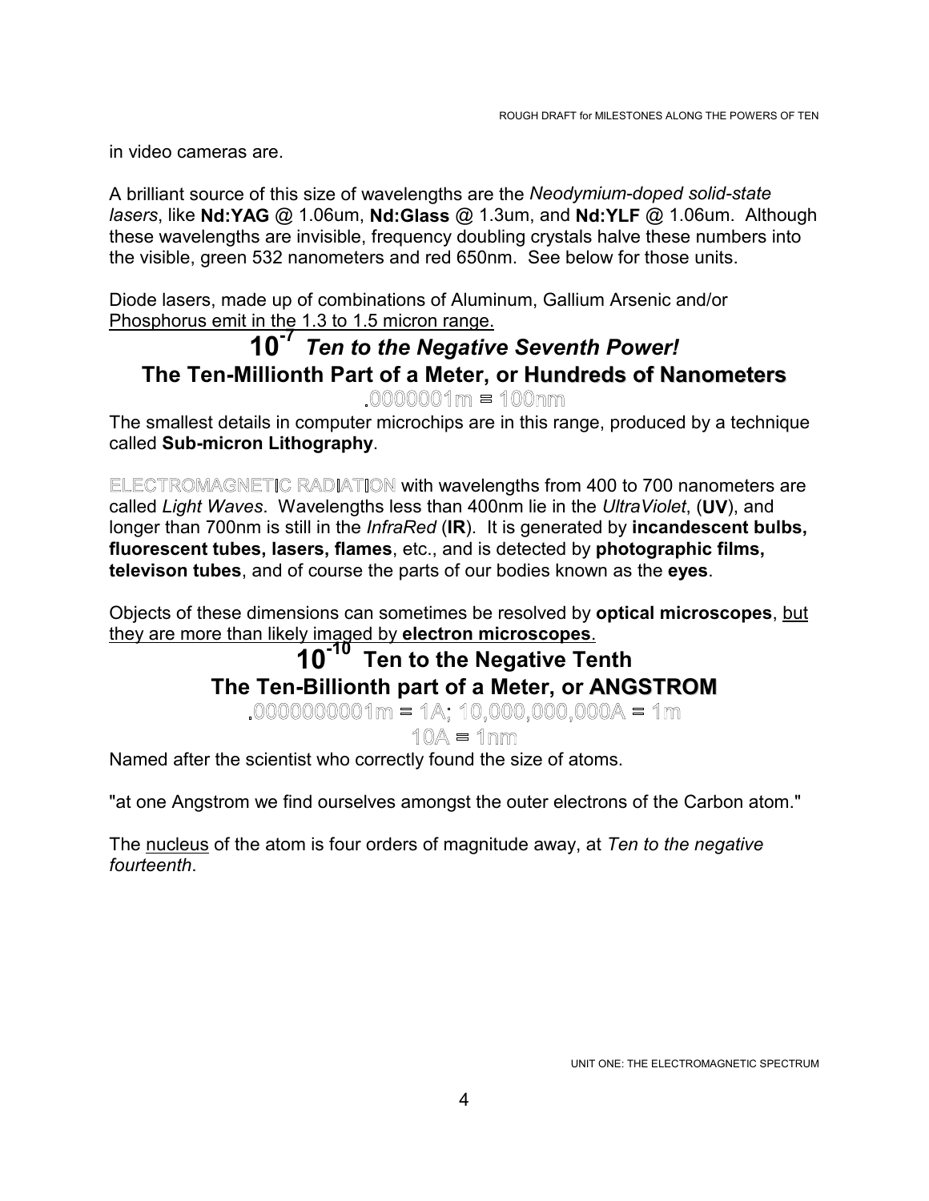in video cameras are.

A brilliant source of this size of wavelengths are the *Neodymium-doped solid-state lasers*, like **Nd:YAG** @ 1.06um, **Nd:Glass** @ 1.3um, and **Nd:YLF** @ 1.06um. Although these wavelengths are invisible, frequency doubling crystals halve these numbers into the visible, green 532 nanometers and red 650nm. See below for those units.

Diode lasers, made up of combinations of Aluminum, Gallium Arsenic and/or <u>Phosphorus emit in the 1.3 to 1.5 micron range.</u>

## $10^{-7}$ *Ten to the Negative Seventh Power!*
## The Ten-Millionth Part of a Meter, or Hundreds of Nanometers

.0000001m = 100nm

The smallest details in computer microchips are in this range, produced by a technique called **Sub-micron Lithography**.

ELECTROMAGNETIC RADIATION with wavelengths from 400 to 700 nanometers are called *Light Waves*. Wavelengths less than 400nm lie in the *UltraViolet*, (**UV**), and longer than 700nm is still in the *InfraRed* (**IR**). It is generated by **incandescent bulbs, fluorescent tubes, lasers, flames**, etc., and is detected by **photographic films, televison tubes**, and of course the parts of our bodies known as the **eyes**.

Objects of these dimensions can sometimes be resolved by **optical microscopes**, <u>but they are more than likely imaged by **electron microscopes**</u>.

## $10^{-10}$ Ten to the Negative Tenth
## The Ten-Billionth part of a Meter, or ANGSTROM

.0000000001m = 1A; 10,000,000,000A = 1m

10A = 1nm

Named after the scientist who correctly found the size of atoms.

"at one Angstrom we find ourselves amongst the outer electrons of the Carbon atom."

The <u>nucleus</u> of the atom is four orders of magnitude away, at *Ten to the negative fourteenth*.